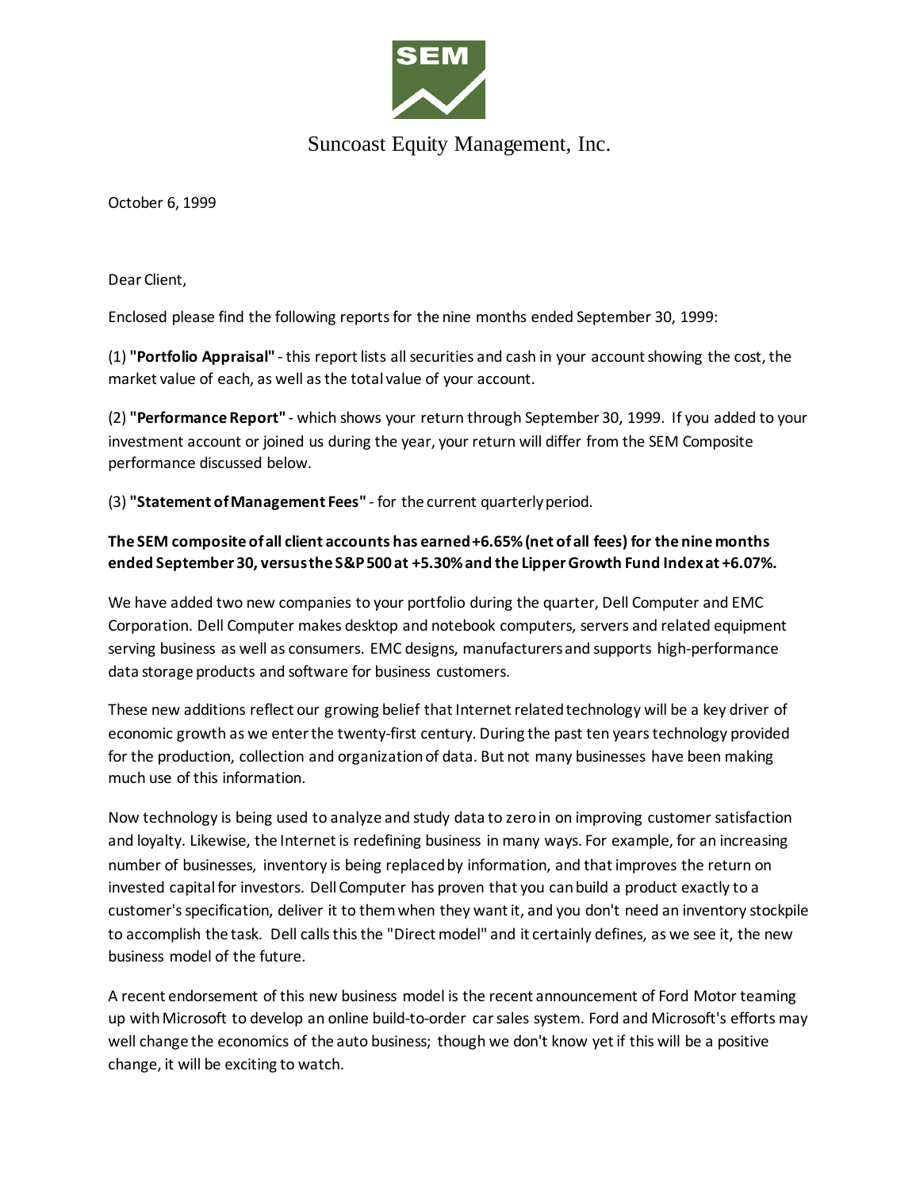SEM

Suncoast Equity Management, Inc.

October 6, 1999

Dear Client,

Enclosed please find the following reports for the nine months ended September 30, 1999:

(1) **"Portfolio Appraisal"** - this report lists all securities and cash in your account showing the cost, the market value of each, as well as the total value of your account.

(2) **"Performance Report"** - which shows your return through September 30, 1999. If you added to your investment account or joined us during the year, your return will differ from the SEM Composite performance discussed below.

(3) **"Statement of Management Fees"** - for the current quarterly period.

**The SEM composite of all client accounts has earned +6.65% (net of all fees) for the nine months ended September 30, versus the S&P 500 at +5.30% and the Lipper Growth Fund Index at +6.07%.**

We have added two new companies to your portfolio during the quarter, Dell Computer and EMC Corporation. Dell Computer makes desktop and notebook computers, servers and related equipment serving business as well as consumers. EMC designs, manufacturers and supports high-performance data storage products and software for business customers.

These new additions reflect our growing belief that Internet related technology will be a key driver of economic growth as we enter the twenty-first century. During the past ten years technology provided for the production, collection and organization of data. But not many businesses have been making much use of this information.

Now technology is being used to analyze and study data to zero in on improving customer satisfaction and loyalty. Likewise, the Internet is redefining business in many ways. For example, for an increasing number of businesses, inventory is being replaced by information, and that improves the return on invested capital for investors. Dell Computer has proven that you can build a product exactly to a customer's specification, deliver it to them when they want it, and you don't need an inventory stockpile to accomplish the task. Dell calls this the "Direct model" and it certainly defines, as we see it, the new business model of the future.

A recent endorsement of this new business model is the recent announcement of Ford Motor teaming up with Microsoft to develop an online build-to-order car sales system. Ford and Microsoft's efforts may well change the economics of the auto business; though we don't know yet if this will be a positive change, it will be exciting to watch.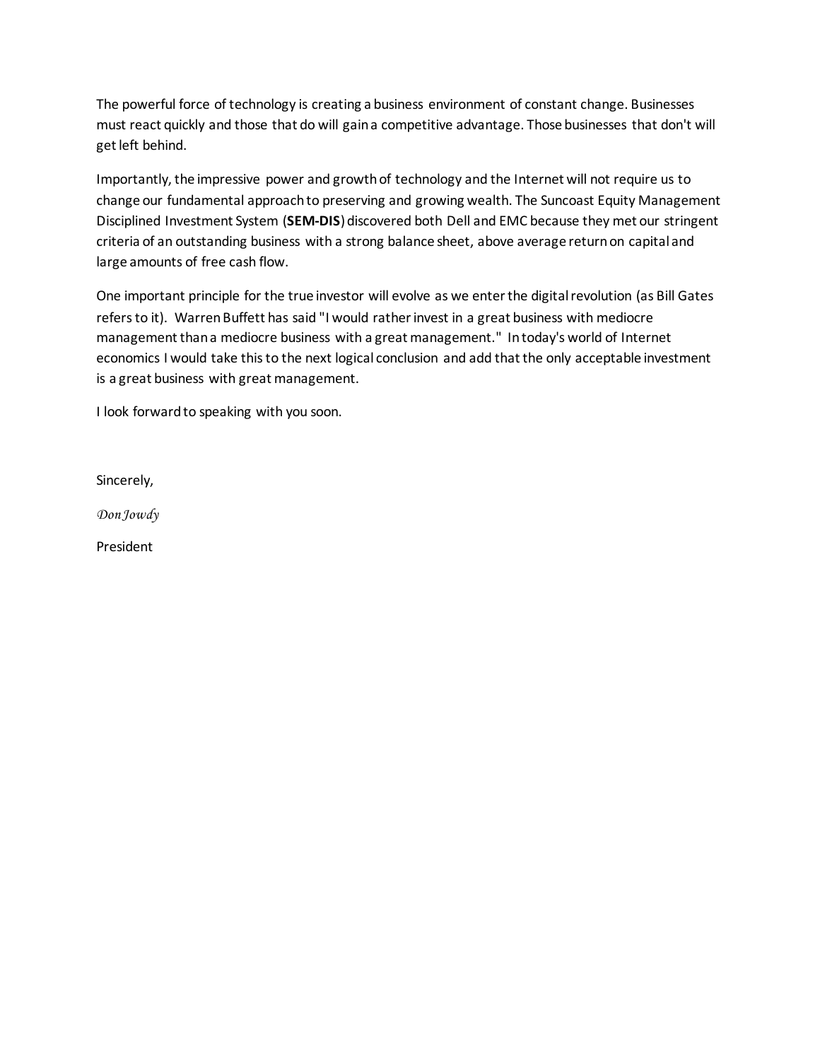The powerful force of technology is creating a business environment of constant change. Businesses must react quickly and those that do will gain a competitive advantage. Those businesses that don't will get left behind.

Importantly, the impressive power and growth of technology and the Internet will not require us to change our fundamental approach to preserving and growing wealth. The Suncoast Equity Management Disciplined Investment System (**SEM-DIS**) discovered both Dell and EMC because they met our stringent criteria of an outstanding business with a strong balance sheet, above average return on capital and large amounts of free cash flow.

One important principle for the true investor will evolve as we enter the digital revolution (as Bill Gates refers to it). Warren Buffett has said "I would rather invest in a great business with mediocre management than a mediocre business with a great management." In today's world of Internet economics I would take this to the next logical conclusion and add that the only acceptable investment is a great business with great management.

I look forward to speaking with you soon.

Sincerely,

*Don Jowdy*

President